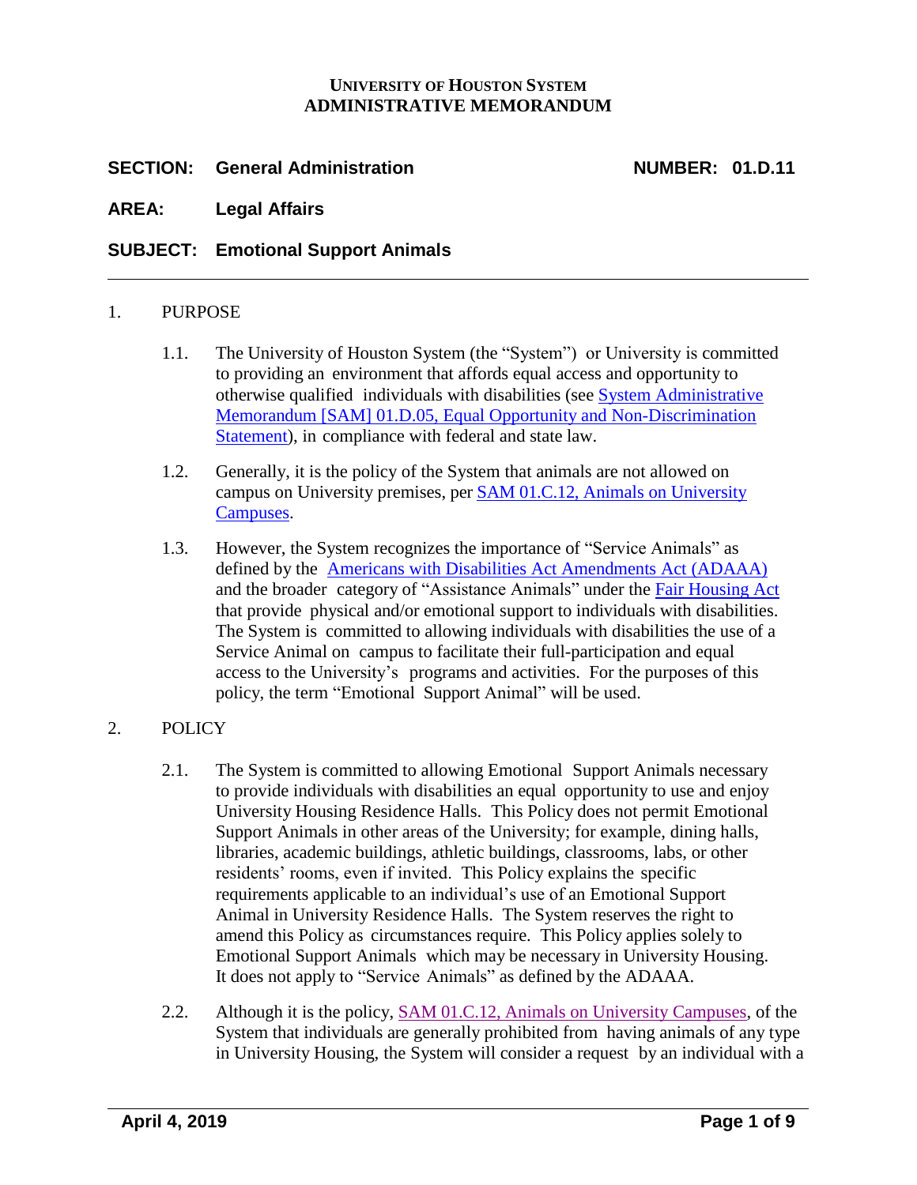**UNIVERSITY OF HOUSTON SYSTEM**
**ADMINISTRATIVE MEMORANDUM**

**SECTION: General Administration** **NUMBER: 01.D.11**

**AREA: Legal Affairs**

**SUBJECT: Emotional Support Animals**

---

1. PURPOSE

   1.1. The University of Houston System (the "System") or University is committed to providing an environment that affords equal access and opportunity to otherwise qualified individuals with disabilities (see System Administrative Memorandum [SAM] 01.D.05, Equal Opportunity and Non-Discrimination Statement), in compliance with federal and state law.

   1.2. Generally, it is the policy of the System that animals are not allowed on campus on University premises, per SAM 01.C.12, Animals on University Campuses.

   1.3. However, the System recognizes the importance of "Service Animals" as defined by the Americans with Disabilities Act Amendments Act (ADAAA) and the broader category of "Assistance Animals" under the Fair Housing Act that provide physical and/or emotional support to individuals with disabilities. The System is committed to allowing individuals with disabilities the use of a Service Animal on campus to facilitate their full-participation and equal access to the University's programs and activities. For the purposes of this policy, the term "Emotional Support Animal" will be used.

2. POLICY

   2.1. The System is committed to allowing Emotional Support Animals necessary to provide individuals with disabilities an equal opportunity to use and enjoy University Housing Residence Halls. This Policy does not permit Emotional Support Animals in other areas of the University; for example, dining halls, libraries, academic buildings, athletic buildings, classrooms, labs, or other residents' rooms, even if invited. This Policy explains the specific requirements applicable to an individual's use of an Emotional Support Animal in University Residence Halls. The System reserves the right to amend this Policy as circumstances require. This Policy applies solely to Emotional Support Animals which may be necessary in University Housing. It does not apply to "Service Animals" as defined by the ADAAA.

   2.2. Although it is the policy, SAM 01.C.12, Animals on University Campuses, of the System that individuals are generally prohibited from having animals of any type in University Housing, the System will consider a request by an individual with a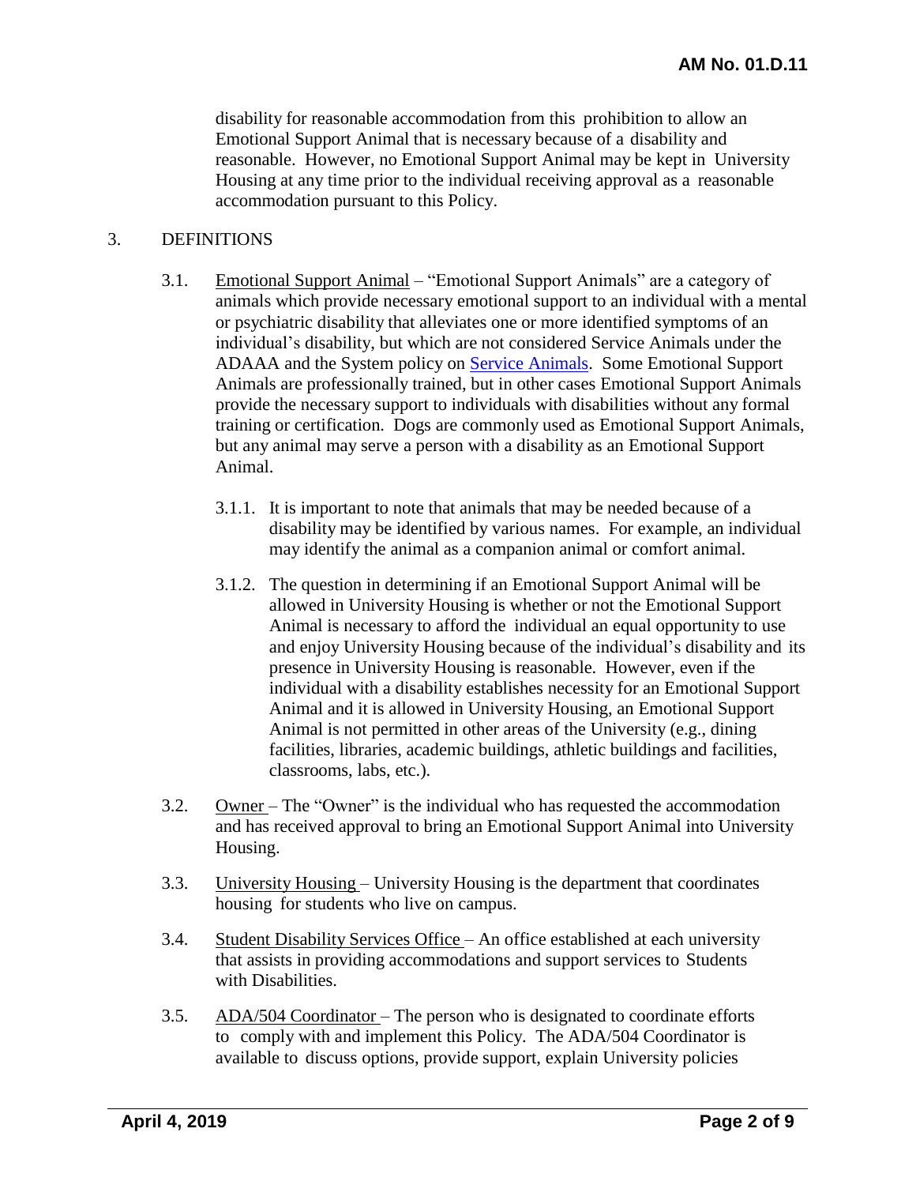disability for reasonable accommodation from this prohibition to allow an Emotional Support Animal that is necessary because of a disability and reasonable. However, no Emotional Support Animal may be kept in University Housing at any time prior to the individual receiving approval as a reasonable accommodation pursuant to this Policy.

3. DEFINITIONS

3.1. Emotional Support Animal – "Emotional Support Animals" are a category of animals which provide necessary emotional support to an individual with a mental or psychiatric disability that alleviates one or more identified symptoms of an individual's disability, but which are not considered Service Animals under the ADAAA and the System policy on [Service Animals](). Some Emotional Support Animals are professionally trained, but in other cases Emotional Support Animals provide the necessary support to individuals with disabilities without any formal training or certification. Dogs are commonly used as Emotional Support Animals, but any animal may serve a person with a disability as an Emotional Support Animal.

3.1.1. It is important to note that animals that may be needed because of a disability may be identified by various names. For example, an individual may identify the animal as a companion animal or comfort animal.

3.1.2. The question in determining if an Emotional Support Animal will be allowed in University Housing is whether or not the Emotional Support Animal is necessary to afford the individual an equal opportunity to use and enjoy University Housing because of the individual's disability and its presence in University Housing is reasonable. However, even if the individual with a disability establishes necessity for an Emotional Support Animal and it is allowed in University Housing, an Emotional Support Animal is not permitted in other areas of the University (e.g., dining facilities, libraries, academic buildings, athletic buildings and facilities, classrooms, labs, etc.).

3.2. Owner – The "Owner" is the individual who has requested the accommodation and has received approval to bring an Emotional Support Animal into University Housing.

3.3. University Housing – University Housing is the department that coordinates housing for students who live on campus.

3.4. Student Disability Services Office – An office established at each university that assists in providing accommodations and support services to Students with Disabilities.

3.5. ADA/504 Coordinator – The person who is designated to coordinate efforts to comply with and implement this Policy. The ADA/504 Coordinator is available to discuss options, provide support, explain University policies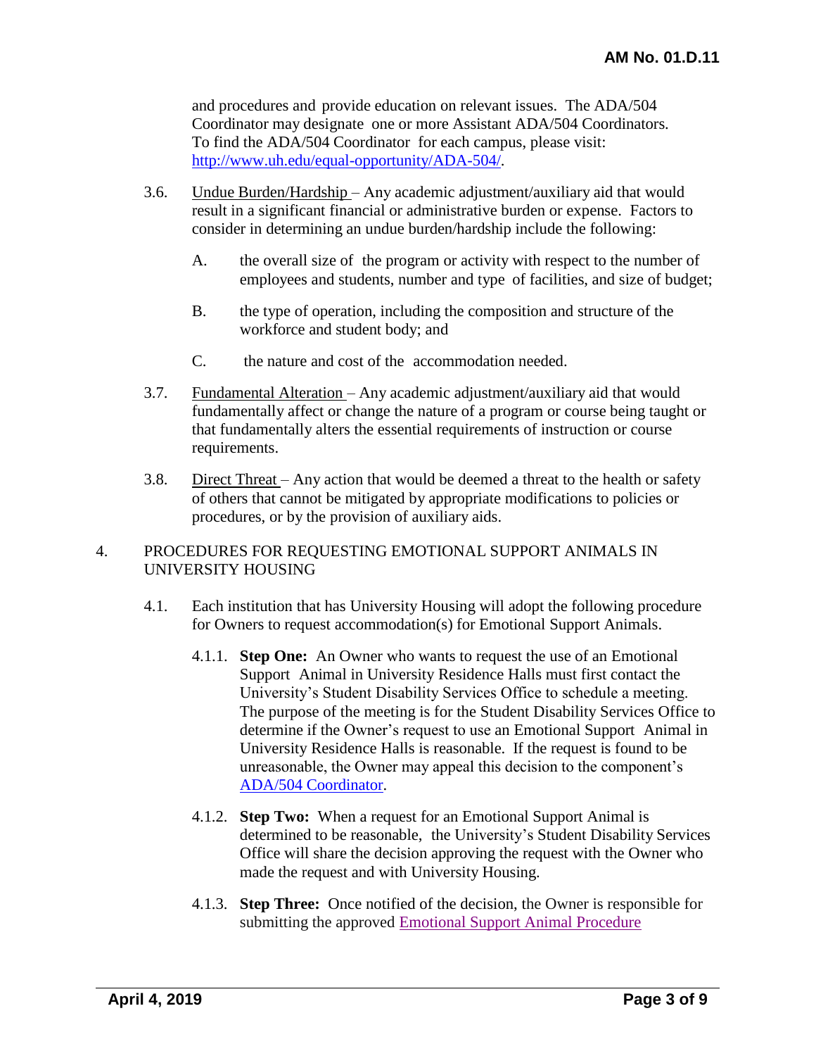and procedures and provide education on relevant issues. The ADA/504 Coordinator may designate one or more Assistant ADA/504 Coordinators. To find the ADA/504 Coordinator for each campus, please visit: [http://www.uh.edu/equal-opportunity/ADA-504/](http://www.uh.edu/equal-opportunity/ADA-504/).

3.6. Undue Burden/Hardship – Any academic adjustment/auxiliary aid that would result in a significant financial or administrative burden or expense. Factors to consider in determining an undue burden/hardship include the following:

A. the overall size of the program or activity with respect to the number of employees and students, number and type of facilities, and size of budget;

B. the type of operation, including the composition and structure of the workforce and student body; and

C. the nature and cost of the accommodation needed.

3.7. Fundamental Alteration – Any academic adjustment/auxiliary aid that would fundamentally affect or change the nature of a program or course being taught or that fundamentally alters the essential requirements of instruction or course requirements.

3.8. Direct Threat – Any action that would be deemed a threat to the health or safety of others that cannot be mitigated by appropriate modifications to policies or procedures, or by the provision of auxiliary aids.

## 4. PROCEDURES FOR REQUESTING EMOTIONAL SUPPORT ANIMALS IN UNIVERSITY HOUSING

4.1. Each institution that has University Housing will adopt the following procedure for Owners to request accommodation(s) for Emotional Support Animals.

4.1.1. **Step One:** An Owner who wants to request the use of an Emotional Support Animal in University Residence Halls must first contact the University's Student Disability Services Office to schedule a meeting. The purpose of the meeting is for the Student Disability Services Office to determine if the Owner's request to use an Emotional Support Animal in University Residence Halls is reasonable. If the request is found to be unreasonable, the Owner may appeal this decision to the component's ADA/504 Coordinator.

4.1.2. **Step Two:** When a request for an Emotional Support Animal is determined to be reasonable, the University's Student Disability Services Office will share the decision approving the request with the Owner who made the request and with University Housing.

4.1.3. **Step Three:** Once notified of the decision, the Owner is responsible for submitting the approved Emotional Support Animal Procedure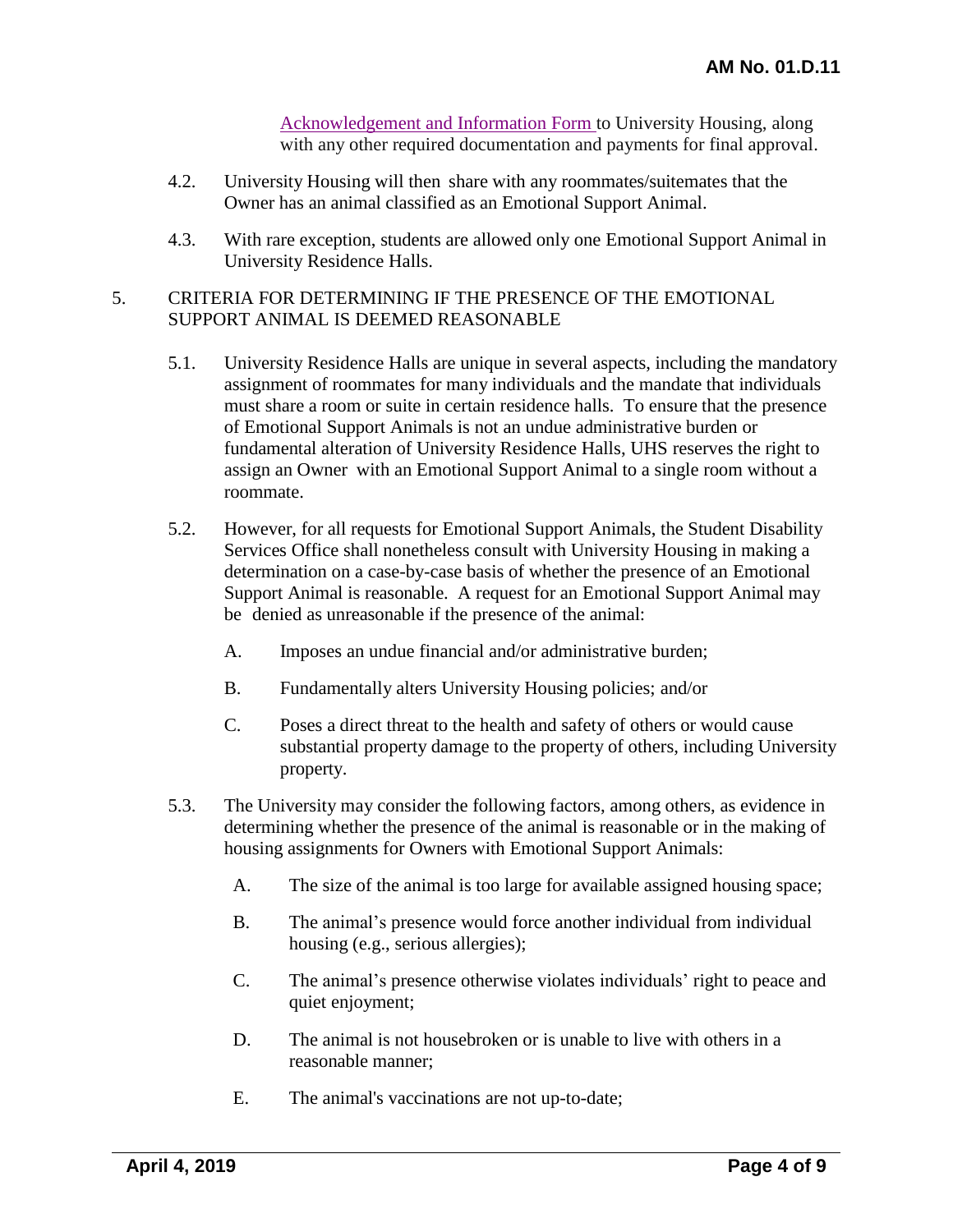Acknowledgement and Information Form to University Housing, along with any other required documentation and payments for final approval.

4.2. University Housing will then share with any roommates/suitemates that the Owner has an animal classified as an Emotional Support Animal.

4.3. With rare exception, students are allowed only one Emotional Support Animal in University Residence Halls.

5. CRITERIA FOR DETERMINING IF THE PRESENCE OF THE EMOTIONAL SUPPORT ANIMAL IS DEEMED REASONABLE

5.1. University Residence Halls are unique in several aspects, including the mandatory assignment of roommates for many individuals and the mandate that individuals must share a room or suite in certain residence halls. To ensure that the presence of Emotional Support Animals is not an undue administrative burden or fundamental alteration of University Residence Halls, UHS reserves the right to assign an Owner with an Emotional Support Animal to a single room without a roommate.

5.2. However, for all requests for Emotional Support Animals, the Student Disability Services Office shall nonetheless consult with University Housing in making a determination on a case-by-case basis of whether the presence of an Emotional Support Animal is reasonable. A request for an Emotional Support Animal may be denied as unreasonable if the presence of the animal:

A. Imposes an undue financial and/or administrative burden;

B. Fundamentally alters University Housing policies; and/or

C. Poses a direct threat to the health and safety of others or would cause substantial property damage to the property of others, including University property.

5.3. The University may consider the following factors, among others, as evidence in determining whether the presence of the animal is reasonable or in the making of housing assignments for Owners with Emotional Support Animals:

A. The size of the animal is too large for available assigned housing space;

B. The animal's presence would force another individual from individual housing (e.g., serious allergies);

C. The animal's presence otherwise violates individuals' right to peace and quiet enjoyment;

D. The animal is not housebroken or is unable to live with others in a reasonable manner;

E. The animal's vaccinations are not up-to-date;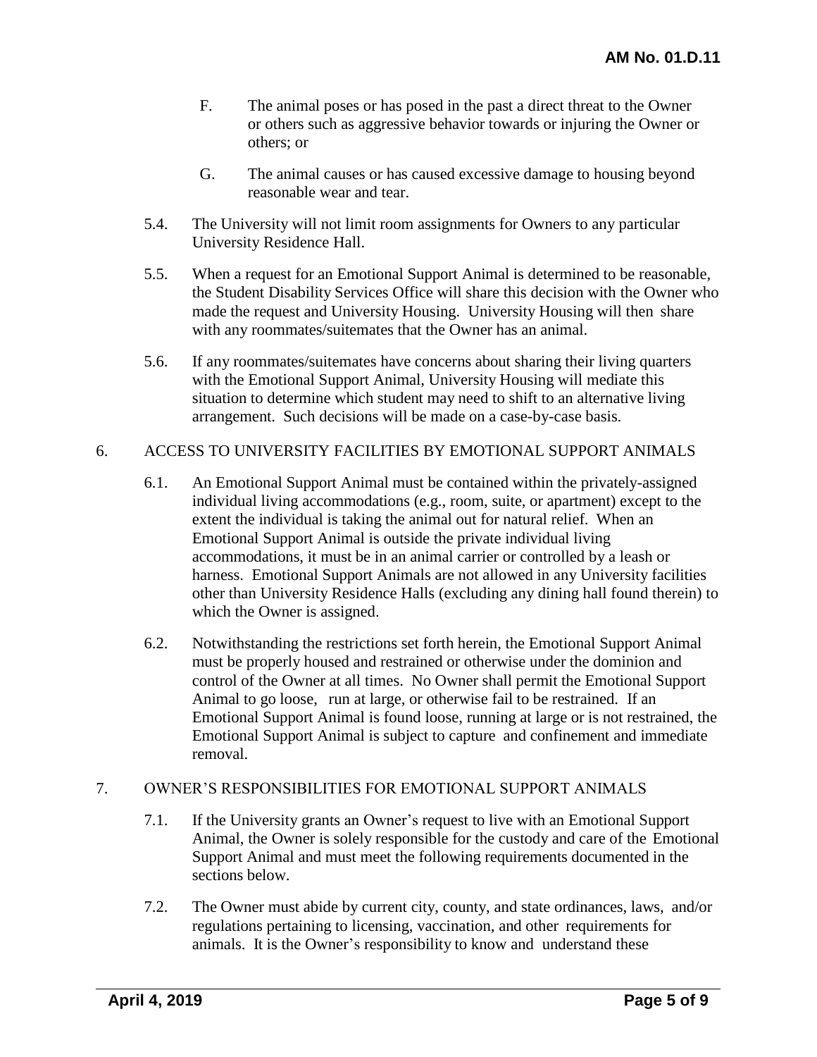F. The animal poses or has posed in the past a direct threat to the Owner or others such as aggressive behavior towards or injuring the Owner or others; or

G. The animal causes or has caused excessive damage to housing beyond reasonable wear and tear.

5.4. The University will not limit room assignments for Owners to any particular University Residence Hall.

5.5. When a request for an Emotional Support Animal is determined to be reasonable, the Student Disability Services Office will share this decision with the Owner who made the request and University Housing. University Housing will then share with any roommates/suitemates that the Owner has an animal.

5.6. If any roommates/suitemates have concerns about sharing their living quarters with the Emotional Support Animal, University Housing will mediate this situation to determine which student may need to shift to an alternative living arrangement. Such decisions will be made on a case-by-case basis.

## 6. ACCESS TO UNIVERSITY FACILITIES BY EMOTIONAL SUPPORT ANIMALS

6.1. An Emotional Support Animal must be contained within the privately-assigned individual living accommodations (e.g., room, suite, or apartment) except to the extent the individual is taking the animal out for natural relief. When an Emotional Support Animal is outside the private individual living accommodations, it must be in an animal carrier or controlled by a leash or harness. Emotional Support Animals are not allowed in any University facilities other than University Residence Halls (excluding any dining hall found therein) to which the Owner is assigned.

6.2. Notwithstanding the restrictions set forth herein, the Emotional Support Animal must be properly housed and restrained or otherwise under the dominion and control of the Owner at all times. No Owner shall permit the Emotional Support Animal to go loose, run at large, or otherwise fail to be restrained. If an Emotional Support Animal is found loose, running at large or is not restrained, the Emotional Support Animal is subject to capture and confinement and immediate removal.

## 7. OWNER'S RESPONSIBILITIES FOR EMOTIONAL SUPPORT ANIMALS

7.1. If the University grants an Owner's request to live with an Emotional Support Animal, the Owner is solely responsible for the custody and care of the Emotional Support Animal and must meet the following requirements documented in the sections below.

7.2. The Owner must abide by current city, county, and state ordinances, laws, and/or regulations pertaining to licensing, vaccination, and other requirements for animals. It is the Owner's responsibility to know and understand these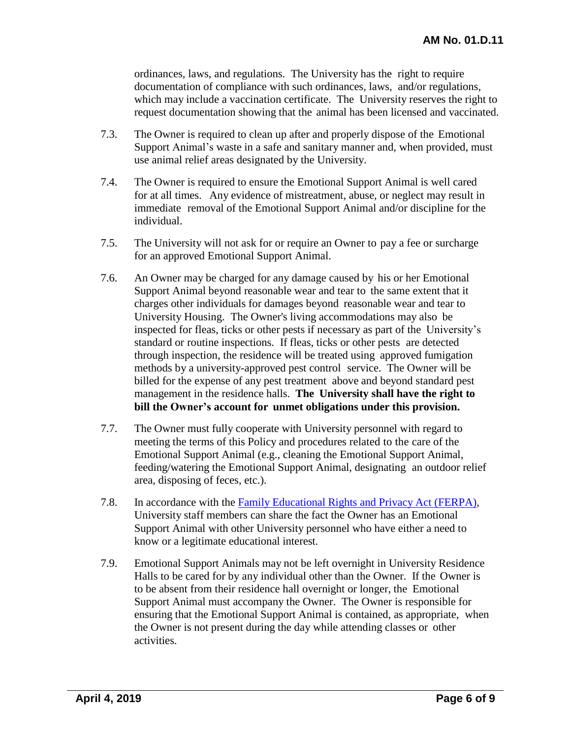ordinances, laws, and regulations. The University has the right to require documentation of compliance with such ordinances, laws, and/or regulations, which may include a vaccination certificate. The University reserves the right to request documentation showing that the animal has been licensed and vaccinated.

7.3. The Owner is required to clean up after and properly dispose of the Emotional Support Animal's waste in a safe and sanitary manner and, when provided, must use animal relief areas designated by the University.

7.4. The Owner is required to ensure the Emotional Support Animal is well cared for at all times. Any evidence of mistreatment, abuse, or neglect may result in immediate removal of the Emotional Support Animal and/or discipline for the individual.

7.5. The University will not ask for or require an Owner to pay a fee or surcharge for an approved Emotional Support Animal.

7.6. An Owner may be charged for any damage caused by his or her Emotional Support Animal beyond reasonable wear and tear to the same extent that it charges other individuals for damages beyond reasonable wear and tear to University Housing. The Owner's living accommodations may also be inspected for fleas, ticks or other pests if necessary as part of the University's standard or routine inspections. If fleas, ticks or other pests are detected through inspection, the residence will be treated using approved fumigation methods by a university-approved pest control service. The Owner will be billed for the expense of any pest treatment above and beyond standard pest management in the residence halls. **The University shall have the right to bill the Owner's account for unmet obligations under this provision.**

7.7. The Owner must fully cooperate with University personnel with regard to meeting the terms of this Policy and procedures related to the care of the Emotional Support Animal (e.g., cleaning the Emotional Support Animal, feeding/watering the Emotional Support Animal, designating an outdoor relief area, disposing of feces, etc.).

7.8. In accordance with the Family Educational Rights and Privacy Act (FERPA), University staff members can share the fact the Owner has an Emotional Support Animal with other University personnel who have either a need to know or a legitimate educational interest.

7.9. Emotional Support Animals may not be left overnight in University Residence Halls to be cared for by any individual other than the Owner. If the Owner is to be absent from their residence hall overnight or longer, the Emotional Support Animal must accompany the Owner. The Owner is responsible for ensuring that the Emotional Support Animal is contained, as appropriate, when the Owner is not present during the day while attending classes or other activities.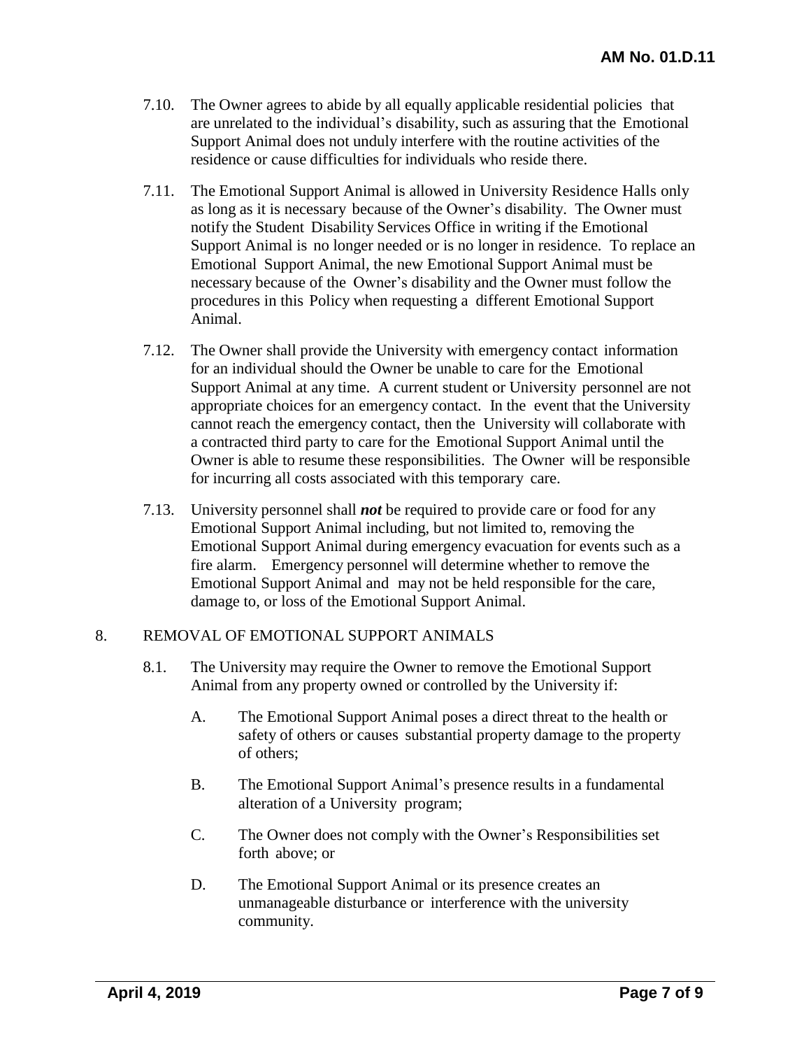7.10. The Owner agrees to abide by all equally applicable residential policies that are unrelated to the individual's disability, such as assuring that the Emotional Support Animal does not unduly interfere with the routine activities of the residence or cause difficulties for individuals who reside there.

7.11. The Emotional Support Animal is allowed in University Residence Halls only as long as it is necessary because of the Owner's disability. The Owner must notify the Student Disability Services Office in writing if the Emotional Support Animal is no longer needed or is no longer in residence. To replace an Emotional Support Animal, the new Emotional Support Animal must be necessary because of the Owner's disability and the Owner must follow the procedures in this Policy when requesting a different Emotional Support Animal.

7.12. The Owner shall provide the University with emergency contact information for an individual should the Owner be unable to care for the Emotional Support Animal at any time. A current student or University personnel are not appropriate choices for an emergency contact. In the event that the University cannot reach the emergency contact, then the University will collaborate with a contracted third party to care for the Emotional Support Animal until the Owner is able to resume these responsibilities. The Owner will be responsible for incurring all costs associated with this temporary care.

7.13. University personnel shall ***not*** be required to provide care or food for any Emotional Support Animal including, but not limited to, removing the Emotional Support Animal during emergency evacuation for events such as a fire alarm. Emergency personnel will determine whether to remove the Emotional Support Animal and may not be held responsible for the care, damage to, or loss of the Emotional Support Animal.

## 8. REMOVAL OF EMOTIONAL SUPPORT ANIMALS

8.1. The University may require the Owner to remove the Emotional Support Animal from any property owned or controlled by the University if:

A. The Emotional Support Animal poses a direct threat to the health or safety of others or causes substantial property damage to the property of others;

B. The Emotional Support Animal's presence results in a fundamental alteration of a University program;

C. The Owner does not comply with the Owner's Responsibilities set forth above; or

D. The Emotional Support Animal or its presence creates an unmanageable disturbance or interference with the university community.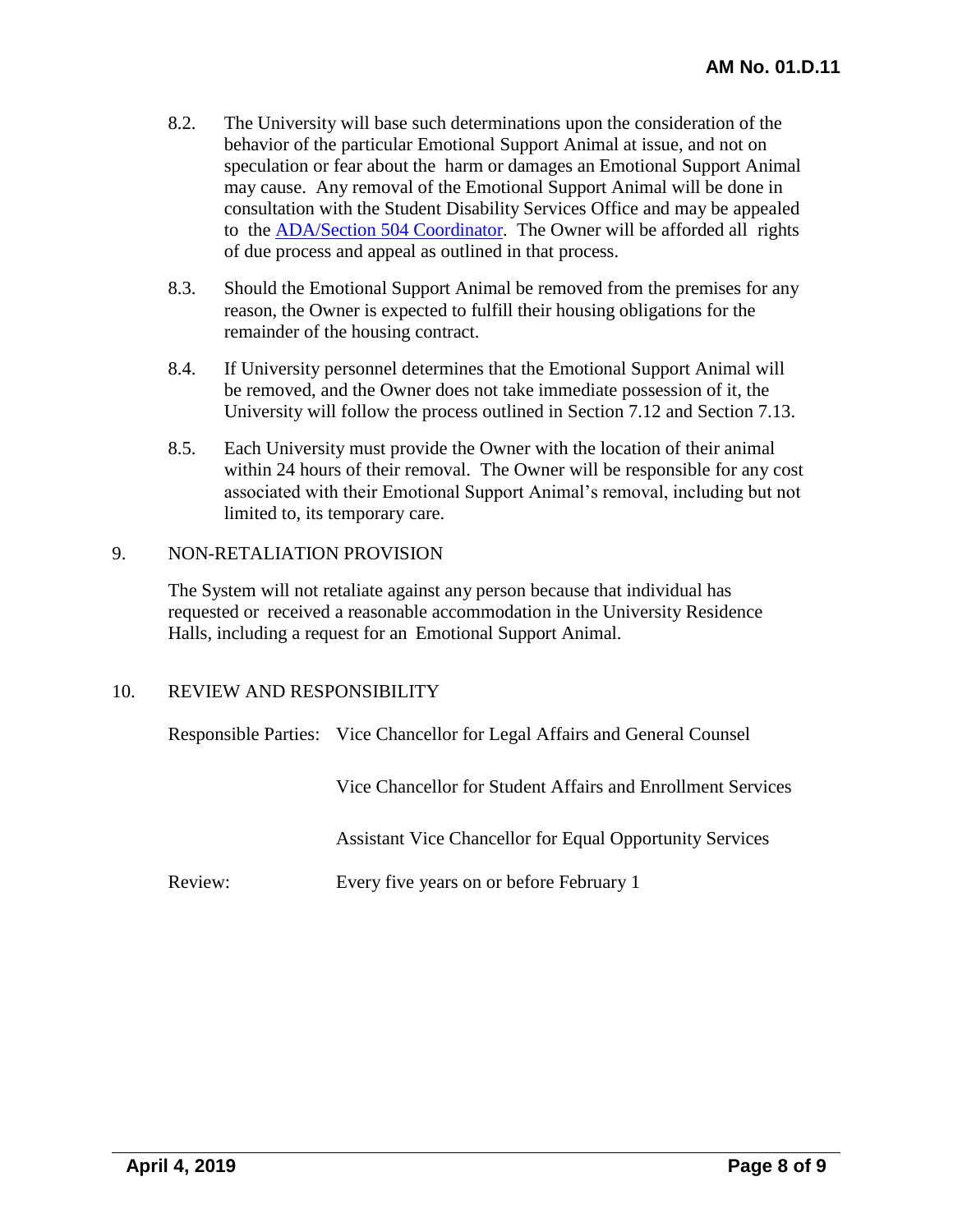8.2. The University will base such determinations upon the consideration of the behavior of the particular Emotional Support Animal at issue, and not on speculation or fear about the harm or damages an Emotional Support Animal may cause. Any removal of the Emotional Support Animal will be done in consultation with the Student Disability Services Office and may be appealed to the ADA/Section 504 Coordinator. The Owner will be afforded all rights of due process and appeal as outlined in that process.

8.3. Should the Emotional Support Animal be removed from the premises for any reason, the Owner is expected to fulfill their housing obligations for the remainder of the housing contract.

8.4. If University personnel determines that the Emotional Support Animal will be removed, and the Owner does not take immediate possession of it, the University will follow the process outlined in Section 7.12 and Section 7.13.

8.5. Each University must provide the Owner with the location of their animal within 24 hours of their removal. The Owner will be responsible for any cost associated with their Emotional Support Animal's removal, including but not limited to, its temporary care.

## 9. NON-RETALIATION PROVISION

The System will not retaliate against any person because that individual has requested or received a reasonable accommodation in the University Residence Halls, including a request for an Emotional Support Animal.

## 10. REVIEW AND RESPONSIBILITY

Responsible Parties: Vice Chancellor for Legal Affairs and General Counsel

Vice Chancellor for Student Affairs and Enrollment Services

Assistant Vice Chancellor for Equal Opportunity Services

Review: Every five years on or before February 1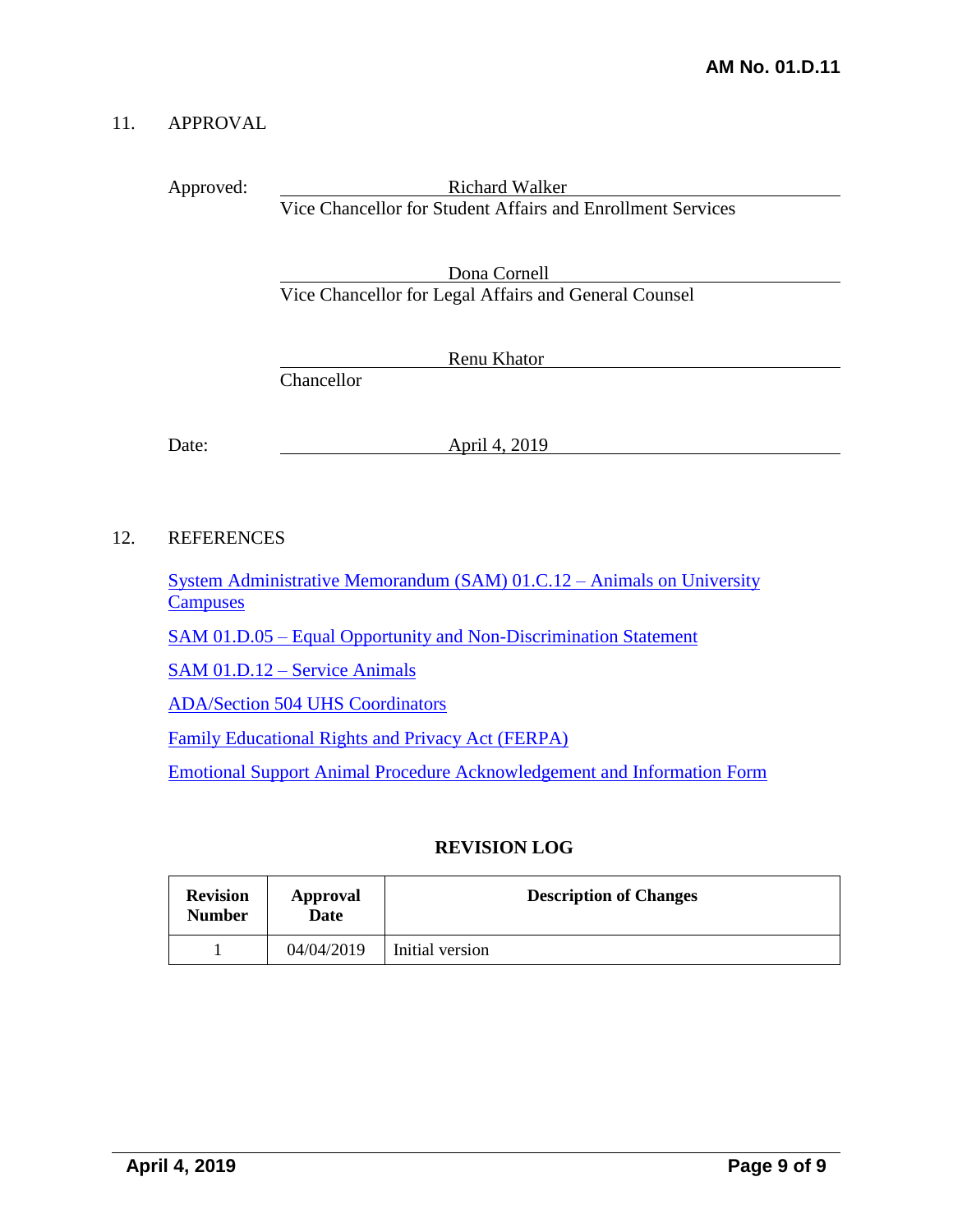## 11. APPROVAL

Approved: Richard Walker
Vice Chancellor for Student Affairs and Enrollment Services

Dona Cornell
Vice Chancellor for Legal Affairs and General Counsel

Renu Khator
Chancellor

Date: April 4, 2019

## 12. REFERENCES

System Administrative Memorandum (SAM) 01.C.12 – Animals on University Campuses

SAM 01.D.05 – Equal Opportunity and Non-Discrimination Statement

SAM 01.D.12 – Service Animals

ADA/Section 504 UHS Coordinators

Family Educational Rights and Privacy Act (FERPA)

Emotional Support Animal Procedure Acknowledgement and Information Form

**REVISION LOG**

| Revision Number | Approval Date | Description of Changes |
| --- | --- | --- |
| 1 | 04/04/2019 | Initial version |